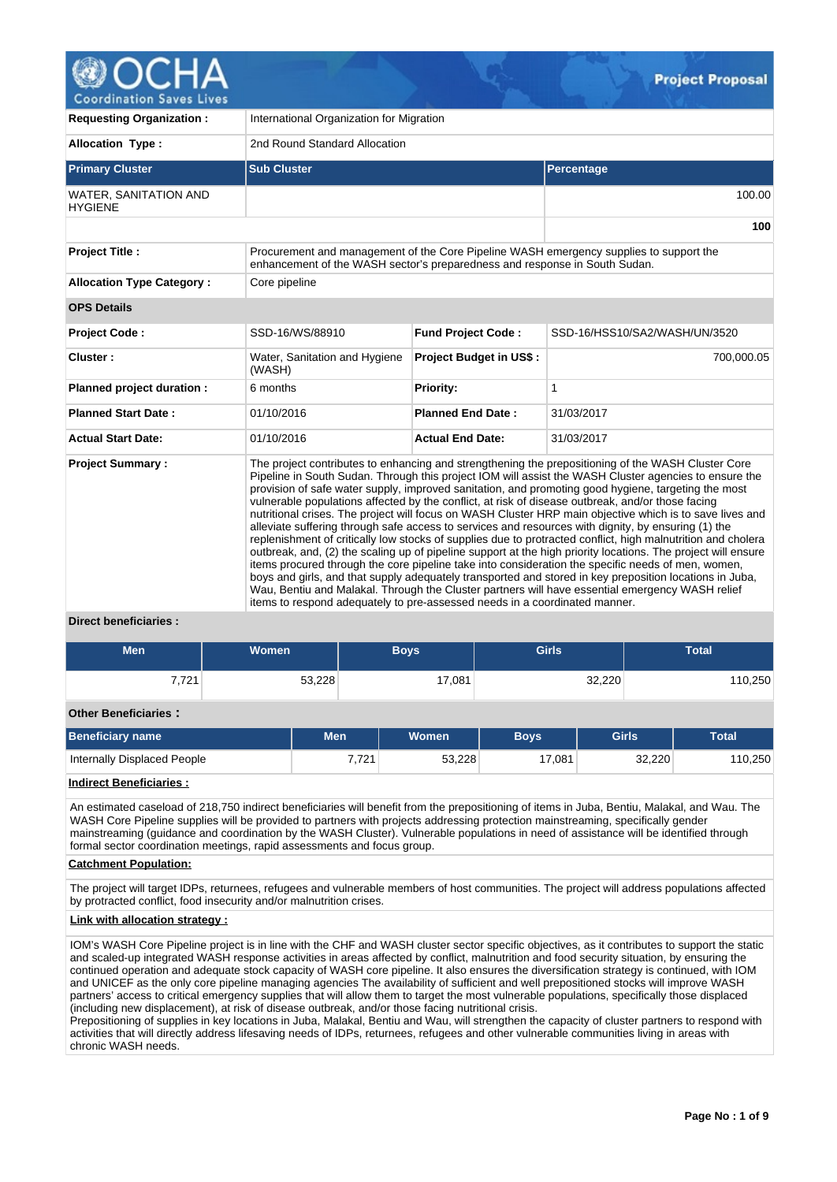# OCHA Coordination Saves Lives — Project Proposal

| | | | |
|---|---|---|---|
| **Requesting Organization :** | International Organization for Migration | | |
| **Allocation Type :** | 2nd Round Standard Allocation | | |

| Primary Cluster | Sub Cluster | Percentage |
|---|---|---|
| WATER, SANITATION AND HYGIENE | | 100.00 |
| | | **100** |

| | | | |
|---|---|---|---|
| **Project Title :** | Procurement and management of the Core Pipeline WASH emergency supplies to support the enhancement of the WASH sector's preparedness and response in South Sudan. | | |
| **Allocation Type Category :** | Core pipeline | | |

**OPS Details**

| | | | |
|---|---|---|---|
| **Project Code :** | SSD-16/WS/88910 | **Fund Project Code :** | SSD-16/HSS10/SA2/WASH/UN/3520 |
| **Cluster :** | Water, Sanitation and Hygiene (WASH) | **Project Budget in US$ :** | 700,000.05 |
| **Planned project duration :** | 6 months | **Priority:** | 1 |
| **Planned Start Date :** | 01/10/2016 | **Planned End Date :** | 31/03/2017 |
| **Actual Start Date:** | 01/10/2016 | **Actual End Date:** | 31/03/2017 |

**Project Summary :**

The project contributes to enhancing and strengthening the prepositioning of the WASH Cluster Core Pipeline in South Sudan. Through this project IOM will assist the WASH Cluster agencies to ensure the provision of safe water supply, improved sanitation, and promoting good hygiene, targeting the most vulnerable populations affected by the conflict, at risk of disease outbreak, and/or those facing nutritional crises. The project will focus on WASH Cluster HRP main objective which is to save lives and alleviate suffering through safe access to services and resources with dignity, by ensuring (1) the replenishment of critically low stocks of supplies due to protracted conflict, high malnutrition and cholera outbreak, and, (2) the scaling up of pipeline support at the high priority locations. The project will ensure items procured through the core pipeline take into consideration the specific needs of men, women, boys and girls, and that supply adequately transported and stored in key preposition locations in Juba, Wau, Bentiu and Malakal. Through the Cluster partners will have essential emergency WASH relief items to respond adequately to pre-assessed needs in a coordinated manner.

**Direct beneficiaries :**

| Men | Women | Boys | Girls | Total |
|---|---|---|---|---|
| 7,721 | 53,228 | 17,081 | 32,220 | 110,250 |

**Other Beneficiaries :**

| Beneficiary name | Men | Women | Boys | Girls | Total |
|---|---|---|---|---|---|
| Internally Displaced People | 7,721 | 53,228 | 17,081 | 32,220 | 110,250 |

**Indirect Beneficiaries :**

An estimated caseload of 218,750 indirect beneficiaries will benefit from the prepositioning of items in Juba, Bentiu, Malakal, and Wau. The WASH Core Pipeline supplies will be provided to partners with projects addressing protection mainstreaming, specifically gender mainstreaming (guidance and coordination by the WASH Cluster). Vulnerable populations in need of assistance will be identified through formal sector coordination meetings, rapid assessments and focus group.

**Catchment Population:**

The project will target IDPs, returnees, refugees and vulnerable members of host communities. The project will address populations affected by protracted conflict, food insecurity and/or malnutrition crises.

**Link with allocation strategy :**

IOM's WASH Core Pipeline project is in line with the CHF and WASH cluster sector specific objectives, as it contributes to support the static and scaled-up integrated WASH response activities in areas affected by conflict, malnutrition and food security situation, by ensuring the continued operation and adequate stock capacity of WASH core pipeline. It also ensures the diversification strategy is continued, with IOM and UNICEF as the only core pipeline managing agencies The availability of sufficient and well prepositioned stocks will improve WASH partners' access to critical emergency supplies that will allow them to target the most vulnerable populations, specifically those displaced (including new displacement), at risk of disease outbreak, and/or those facing nutritional crisis.
Prepositioning of supplies in key locations in Juba, Malakal, Bentiu and Wau, will strengthen the capacity of cluster partners to respond with activities that will directly address lifesaving needs of IDPs, returnees, refugees and other vulnerable communities living in areas with chronic WASH needs.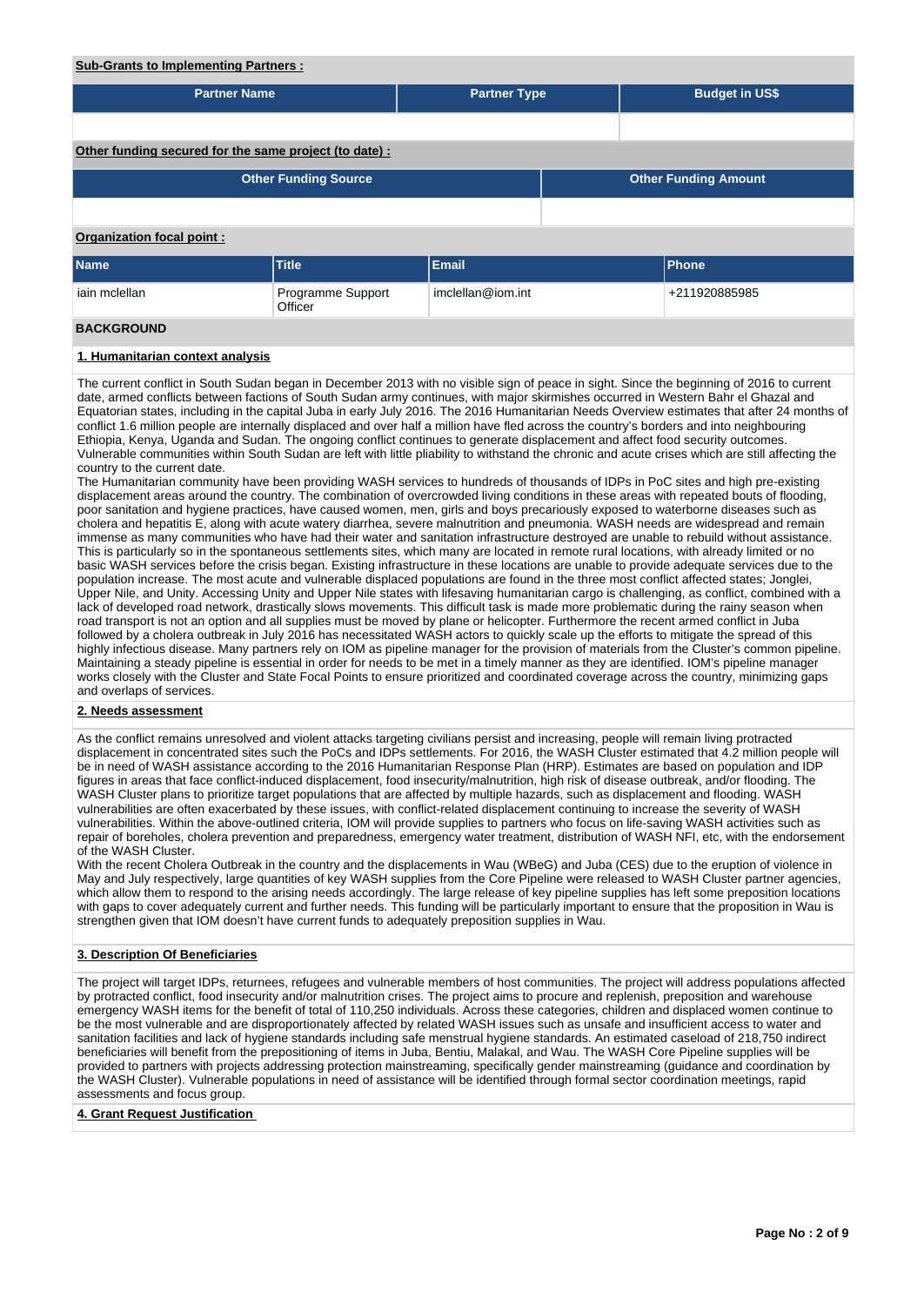**Sub-Grants to Implementing Partners :**

| Partner Name | Partner Type | Budget in US$ |
|---|---|---|
| | | |

**Other funding secured for the same project (to date) :**

| Other Funding Source | Other Funding Amount |
|---|---|
| | |

**Organization focal point :**

| Name | Title | Email | Phone |
|---|---|---|---|
| iain mclellan | Programme Support Officer | imclellan@iom.int | +211920885985 |

## BACKGROUND

### 1. Humanitarian context analysis

The current conflict in South Sudan began in December 2013 with no visible sign of peace in sight. Since the beginning of 2016 to current date, armed conflicts between factions of South Sudan army continues, with major skirmishes occurred in Western Bahr el Ghazal and Equatorian states, including in the capital Juba in early July 2016. The 2016 Humanitarian Needs Overview estimates that after 24 months of conflict 1.6 million people are internally displaced and over half a million have fled across the country's borders and into neighbouring Ethiopia, Kenya, Uganda and Sudan. The ongoing conflict continues to generate displacement and affect food security outcomes. Vulnerable communities within South Sudan are left with little pliability to withstand the chronic and acute crises which are still affecting the country to the current date.
The Humanitarian community have been providing WASH services to hundreds of thousands of IDPs in PoC sites and high pre-existing displacement areas around the country. The combination of overcrowded living conditions in these areas with repeated bouts of flooding, poor sanitation and hygiene practices, have caused women, men, girls and boys precariously exposed to waterborne diseases such as cholera and hepatitis E, along with acute watery diarrhea, severe malnutrition and pneumonia. WASH needs are widespread and remain immense as many communities who have had their water and sanitation infrastructure destroyed are unable to rebuild without assistance. This is particularly so in the spontaneous settlements sites, which many are located in remote rural locations, with already limited or no basic WASH services before the crisis began. Existing infrastructure in these locations are unable to provide adequate services due to the population increase. The most acute and vulnerable displaced populations are found in the three most conflict affected states; Jonglei, Upper Nile, and Unity. Accessing Unity and Upper Nile states with lifesaving humanitarian cargo is challenging, as conflict, combined with a lack of developed road network, drastically slows movements. This difficult task is made more problematic during the rainy season when road transport is not an option and all supplies must be moved by plane or helicopter. Furthermore the recent armed conflict in Juba followed by a cholera outbreak in July 2016 has necessitated WASH actors to quickly scale up the efforts to mitigate the spread of this highly infectious disease. Many partners rely on IOM as pipeline manager for the provision of materials from the Cluster's common pipeline. Maintaining a steady pipeline is essential in order for needs to be met in a timely manner as they are identified. IOM's pipeline manager works closely with the Cluster and State Focal Points to ensure prioritized and coordinated coverage across the country, minimizing gaps and overlaps of services.

### 2. Needs assessment

As the conflict remains unresolved and violent attacks targeting civilians persist and increasing, people will remain living protracted displacement in concentrated sites such the PoCs and IDPs settlements. For 2016, the WASH Cluster estimated that 4.2 million people will be in need of WASH assistance according to the 2016 Humanitarian Response Plan (HRP). Estimates are based on population and IDP figures in areas that face conflict-induced displacement, food insecurity/malnutrition, high risk of disease outbreak, and/or flooding. The WASH Cluster plans to prioritize target populations that are affected by multiple hazards, such as displacement and flooding. WASH vulnerabilities are often exacerbated by these issues, with conflict-related displacement continuing to increase the severity of WASH vulnerabilities. Within the above-outlined criteria, IOM will provide supplies to partners who focus on life-saving WASH activities such as repair of boreholes, cholera prevention and preparedness, emergency water treatment, distribution of WASH NFI, etc, with the endorsement of the WASH Cluster.
With the recent Cholera Outbreak in the country and the displacements in Wau (WBeG) and Juba (CES) due to the eruption of violence in May and July respectively, large quantities of key WASH supplies from the Core Pipeline were released to WASH Cluster partner agencies, which allow them to respond to the arising needs accordingly. The large release of key pipeline supplies has left some preposition locations with gaps to cover adequately current and further needs. This funding will be particularly important to ensure that the proposition in Wau is strengthen given that IOM doesn't have current funds to adequately preposition supplies in Wau.

### 3. Description Of Beneficiaries

The project will target IDPs, returnees, refugees and vulnerable members of host communities. The project will address populations affected by protracted conflict, food insecurity and/or malnutrition crises. The project aims to procure and replenish, preposition and warehouse emergency WASH items for the benefit of total of 110,250 individuals. Across these categories, children and displaced women continue to be the most vulnerable and are disproportionately affected by related WASH issues such as unsafe and insufficient access to water and sanitation facilities and lack of hygiene standards including safe menstrual hygiene standards. An estimated caseload of 218,750 indirect beneficiaries will benefit from the prepositioning of items in Juba, Bentiu, Malakal, and Wau. The WASH Core Pipeline supplies will be provided to partners with projects addressing protection mainstreaming, specifically gender mainstreaming (guidance and coordination by the WASH Cluster). Vulnerable populations in need of assistance will be identified through formal sector coordination meetings, rapid assessments and focus group.

### 4. Grant Request Justification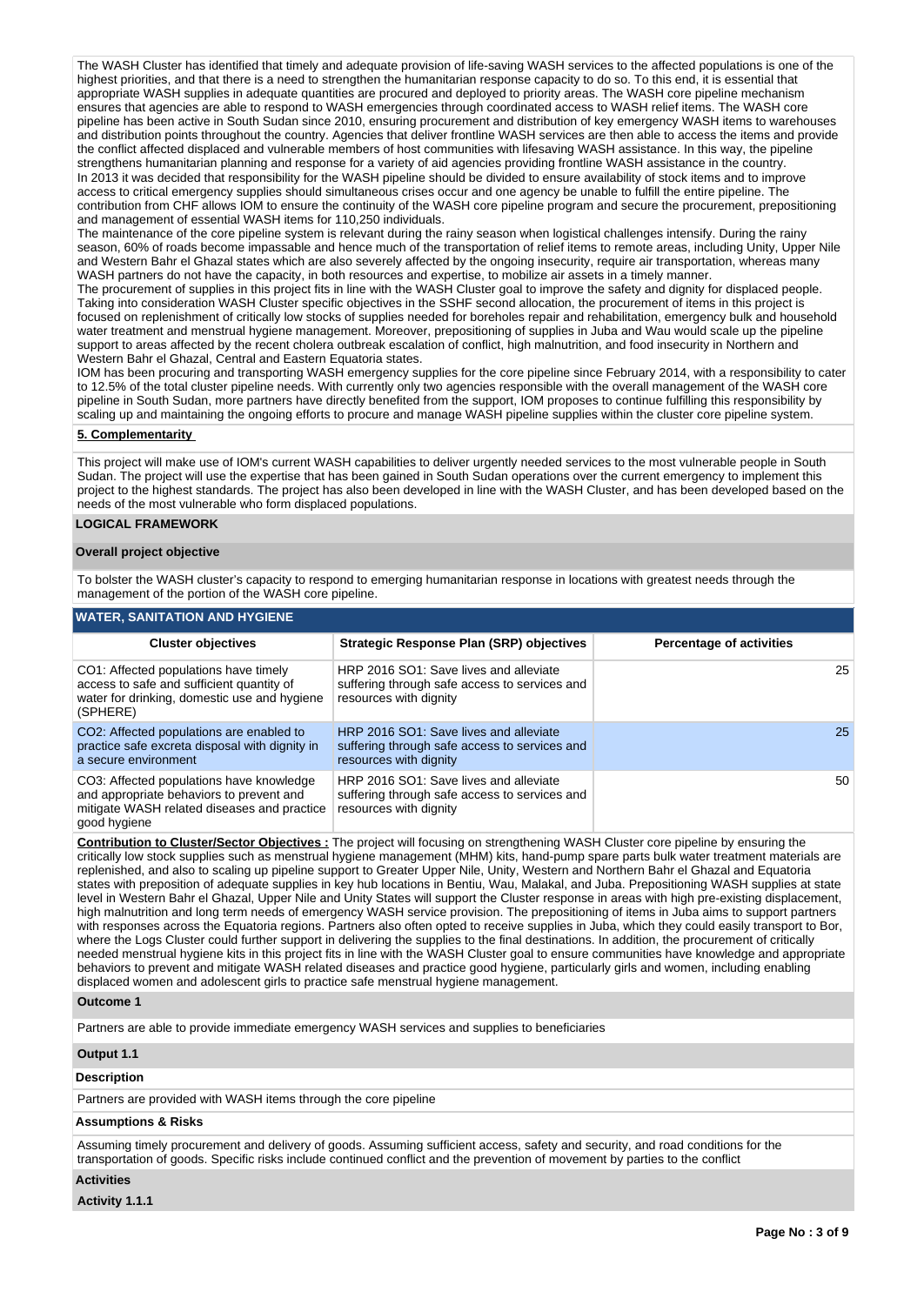The WASH Cluster has identified that timely and adequate provision of life-saving WASH services to the affected populations is one of the highest priorities, and that there is a need to strengthen the humanitarian response capacity to do so. To this end, it is essential that appropriate WASH supplies in adequate quantities are procured and deployed to priority areas. The WASH core pipeline mechanism ensures that agencies are able to respond to WASH emergencies through coordinated access to WASH relief items. The WASH core pipeline has been active in South Sudan since 2010, ensuring procurement and distribution of key emergency WASH items to warehouses and distribution points throughout the country. Agencies that deliver frontline WASH services are then able to access the items and provide the conflict affected displaced and vulnerable members of host communities with lifesaving WASH assistance. In this way, the pipeline strengthens humanitarian planning and response for a variety of aid agencies providing frontline WASH assistance in the country.
In 2013 it was decided that responsibility for the WASH pipeline should be divided to ensure availability of stock items and to improve access to critical emergency supplies should simultaneous crises occur and one agency be unable to fulfill the entire pipeline. The contribution from CHF allows IOM to ensure the continuity of the WASH core pipeline program and secure the procurement, prepositioning and management of essential WASH items for 110,250 individuals.
The maintenance of the core pipeline system is relevant during the rainy season when logistical challenges intensify. During the rainy season, 60% of roads become impassable and hence much of the transportation of relief items to remote areas, including Unity, Upper Nile and Western Bahr el Ghazal states which are also severely affected by the ongoing insecurity, require air transportation, whereas many WASH partners do not have the capacity, in both resources and expertise, to mobilize air assets in a timely manner.
The procurement of supplies in this project fits in line with the WASH Cluster goal to improve the safety and dignity for displaced people. Taking into consideration WASH Cluster specific objectives in the SSHF second allocation, the procurement of items in this project is focused on replenishment of critically low stocks of supplies needed for boreholes repair and rehabilitation, emergency bulk and household water treatment and menstrual hygiene management. Moreover, prepositioning of supplies in Juba and Wau would scale up the pipeline support to areas affected by the recent cholera outbreak escalation of conflict, high malnutrition, and food insecurity in Northern and Western Bahr el Ghazal, Central and Eastern Equatoria states.
IOM has been procuring and transporting WASH emergency supplies for the core pipeline since February 2014, with a responsibility to cater to 12.5% of the total cluster pipeline needs. With currently only two agencies responsible with the overall management of the WASH core pipeline in South Sudan, more partners have directly benefited from the support, IOM proposes to continue fulfilling this responsibility by scaling up and maintaining the ongoing efforts to procure and manage WASH pipeline supplies within the cluster core pipeline system.

**5. Complementarity**

This project will make use of IOM's current WASH capabilities to deliver urgently needed services to the most vulnerable people in South Sudan. The project will use the expertise that has been gained in South Sudan operations over the current emergency to implement this project to the highest standards. The project has also been developed in line with the WASH Cluster, and has been developed based on the needs of the most vulnerable who form displaced populations.

## LOGICAL FRAMEWORK

**Overall project objective**

To bolster the WASH cluster's capacity to respond to emerging humanitarian response in locations with greatest needs through the management of the portion of the WASH core pipeline.

**WATER, SANITATION AND HYGIENE**

| Cluster objectives | Strategic Response Plan (SRP) objectives | Percentage of activities |
|---|---|---|
| CO1: Affected populations have timely access to safe and sufficient quantity of water for drinking, domestic use and hygiene (SPHERE) | HRP 2016 SO1: Save lives and alleviate suffering through safe access to services and resources with dignity | 25 |
| CO2: Affected populations are enabled to practice safe excreta disposal with dignity in a secure environment | HRP 2016 SO1: Save lives and alleviate suffering through safe access to services and resources with dignity | 25 |
| CO3: Affected populations have knowledge and appropriate behaviors to prevent and mitigate WASH related diseases and practice good hygiene | HRP 2016 SO1: Save lives and alleviate suffering through safe access to services and resources with dignity | 50 |

**Contribution to Cluster/Sector Objectives :** The project will focusing on strengthening WASH Cluster core pipeline by ensuring the critically low stock supplies such as menstrual hygiene management (MHM) kits, hand-pump spare parts bulk water treatment materials are replenished, and also to scaling up pipeline support to Greater Upper Nile, Unity, Western and Northern Bahr el Ghazal and Equatoria states with preposition of adequate supplies in key hub locations in Bentiu, Wau, Malakal, and Juba. Prepositioning WASH supplies at state level in Western Bahr el Ghazal, Upper Nile and Unity States will support the Cluster response in areas with high pre-existing displacement, high malnutrition and long term needs of emergency WASH service provision. The prepositioning of items in Juba aims to support partners with responses across the Equatoria regions. Partners also often opted to receive supplies in Juba, which they could easily transport to Bor, where the Logs Cluster could further support in delivering the supplies to the final destinations. In addition, the procurement of critically needed menstrual hygiene kits in this project fits in line with the WASH Cluster goal to ensure communities have knowledge and appropriate behaviors to prevent and mitigate WASH related diseases and practice good hygiene, particularly girls and women, including enabling displaced women and adolescent girls to practice safe menstrual hygiene management.

**Outcome 1**

Partners are able to provide immediate emergency WASH services and supplies to beneficiaries

**Output 1.1**

**Description**

Partners are provided with WASH items through the core pipeline

**Assumptions & Risks**

Assuming timely procurement and delivery of goods. Assuming sufficient access, safety and security, and road conditions for the transportation of goods. Specific risks include continued conflict and the prevention of movement by parties to the conflict

**Activities**

**Activity 1.1.1**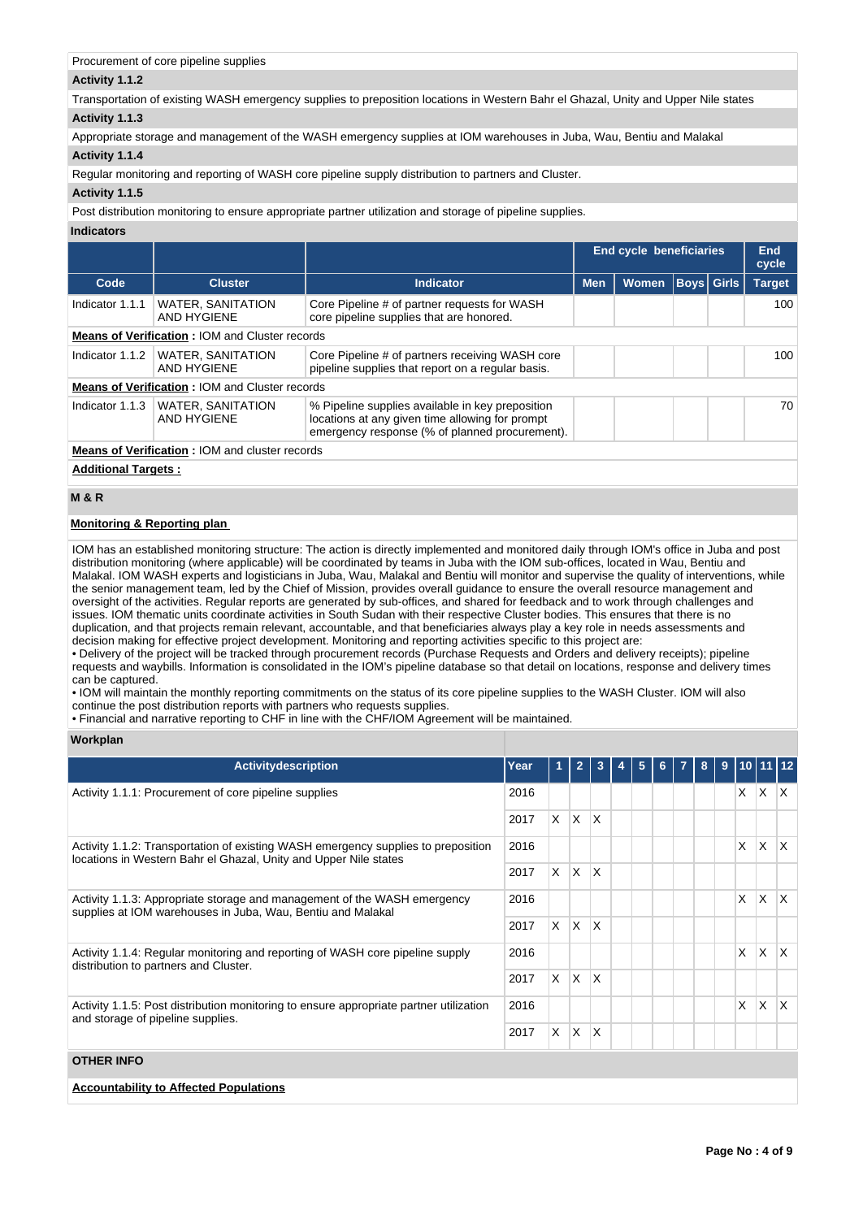Procurement of core pipeline supplies

**Activity 1.1.2**

Transportation of existing WASH emergency supplies to preposition locations in Western Bahr el Ghazal, Unity and Upper Nile states

**Activity 1.1.3**

Appropriate storage and management of the WASH emergency supplies at IOM warehouses in Juba, Wau, Bentiu and Malakal

**Activity 1.1.4**

Regular monitoring and reporting of WASH core pipeline supply distribution to partners and Cluster.

**Activity 1.1.5**

Post distribution monitoring to ensure appropriate partner utilization and storage of pipeline supplies.

**Indicators**

| | | | End cycle beneficiaries | | | | End cycle |
|---|---|---|---|---|---|---|---|
| **Code** | **Cluster** | **Indicator** | **Men** | **Women** | **Boys** | **Girls** | **Target** |
| Indicator 1.1.1 | WATER, SANITATION AND HYGIENE | Core Pipeline # of partner requests for WASH core pipeline supplies that are honored. | | | | | 100 |
| **Means of Verification :** IOM and Cluster records | | | | | | | |
| Indicator 1.1.2 | WATER, SANITATION AND HYGIENE | Core Pipeline # of partners receiving WASH core pipeline supplies that report on a regular basis. | | | | | 100 |
| **Means of Verification :** IOM and Cluster records | | | | | | | |
| Indicator 1.1.3 | WATER, SANITATION AND HYGIENE | % Pipeline supplies available in key preposition locations at any given time allowing for prompt emergency response (% of planned procurement). | | | | | 70 |
| **Means of Verification :** IOM and cluster records | | | | | | | |

**Additional Targets :**

## M & R

**Monitoring & Reporting plan**

IOM has an established monitoring structure: The action is directly implemented and monitored daily through IOM's office in Juba and post distribution monitoring (where applicable) will be coordinated by teams in Juba with the IOM sub-offices, located in Wau, Bentiu and Malakal. IOM WASH experts and logisticians in Juba, Wau, Malakal and Bentiu will monitor and supervise the quality of interventions, while the senior management team, led by the Chief of Mission, provides overall guidance to ensure the overall resource management and oversight of the activities. Regular reports are generated by sub-offices, and shared for feedback and to work through challenges and issues. IOM thematic units coordinate activities in South Sudan with their respective Cluster bodies. This ensures that there is no duplication, and that projects remain relevant, accountable, and that beneficiaries always play a key role in needs assessments and decision making for effective project development. Monitoring and reporting activities specific to this project are:
• Delivery of the project will be tracked through procurement records (Purchase Requests and Orders and delivery receipts); pipeline requests and waybills. Information is consolidated in the IOM's pipeline database so that detail on locations, response and delivery times can be captured.
• IOM will maintain the monthly reporting commitments on the status of its core pipeline supplies to the WASH Cluster. IOM will also continue the post distribution reports with partners who requests supplies.
• Financial and narrative reporting to CHF in line with the CHF/IOM Agreement will be maintained.

**Workplan**

| Activitydescription | Year | 1 | 2 | 3 | 4 | 5 | 6 | 7 | 8 | 9 | 10 | 11 | 12 |
|---|---|---|---|---|---|---|---|---|---|---|---|---|---|
| Activity 1.1.1: Procurement of core pipeline supplies | 2016 | | | | | | | | | | X | X | X |
| | 2017 | X | X | X | | | | | | | | | |
| Activity 1.1.2: Transportation of existing WASH emergency supplies to preposition locations in Western Bahr el Ghazal, Unity and Upper Nile states | 2016 | | | | | | | | | | X | X | X |
| | 2017 | X | X | X | | | | | | | | | |
| Activity 1.1.3: Appropriate storage and management of the WASH emergency supplies at IOM warehouses in Juba, Wau, Bentiu and Malakal | 2016 | | | | | | | | | | X | X | X |
| | 2017 | X | X | X | | | | | | | | | |
| Activity 1.1.4: Regular monitoring and reporting of WASH core pipeline supply distribution to partners and Cluster. | 2016 | | | | | | | | | | X | X | X |
| | 2017 | X | X | X | | | | | | | | | |
| Activity 1.1.5: Post distribution monitoring to ensure appropriate partner utilization and storage of pipeline supplies. | 2016 | | | | | | | | | | X | X | X |
| | 2017 | X | X | X | | | | | | | | | |

## OTHER INFO

**Accountability to Affected Populations**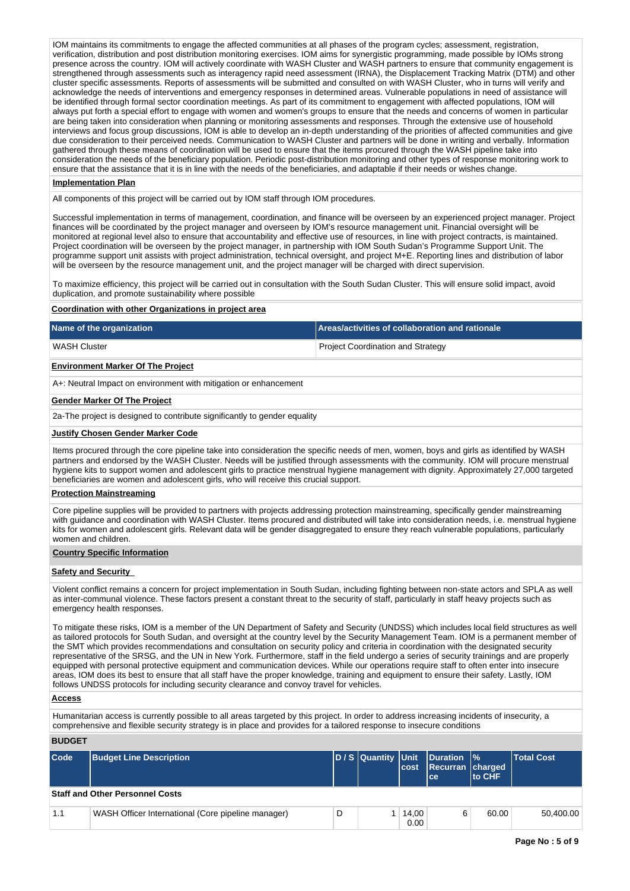IOM maintains its commitments to engage the affected communities at all phases of the program cycles; assessment, registration, verification, distribution and post distribution monitoring exercises. IOM aims for synergistic programming, made possible by IOMs strong presence across the country. IOM will actively coordinate with WASH Cluster and WASH partners to ensure that community engagement is strengthened through assessments such as interagency rapid need assessment (IRNA), the Displacement Tracking Matrix (DTM) and other cluster specific assessments. Reports of assessments will be submitted and consulted on with WASH Cluster, who in turns will verify and acknowledge the needs of interventions and emergency responses in determined areas. Vulnerable populations in need of assistance will be identified through formal sector coordination meetings. As part of its commitment to engagement with affected populations, IOM will always put forth a special effort to engage with women and women's groups to ensure that the needs and concerns of women in particular are being taken into consideration when planning or monitoring assessments and responses. Through the extensive use of household interviews and focus group discussions, IOM is able to develop an in-depth understanding of the priorities of affected communities and give due consideration to their perceived needs. Communication to WASH Cluster and partners will be done in writing and verbally. Information gathered through these means of coordination will be used to ensure that the items procured through the WASH pipeline take into consideration the needs of the beneficiary population. Periodic post-distribution monitoring and other types of response monitoring work to ensure that the assistance that it is in line with the needs of the beneficiaries, and adaptable if their needs or wishes change.

**Implementation Plan**

All components of this project will be carried out by IOM staff through IOM procedures.

Successful implementation in terms of management, coordination, and finance will be overseen by an experienced project manager. Project finances will be coordinated by the project manager and overseen by IOM's resource management unit. Financial oversight will be monitored at regional level also to ensure that accountability and effective use of resources, in line with project contracts, is maintained. Project coordination will be overseen by the project manager, in partnership with IOM South Sudan's Programme Support Unit. The programme support unit assists with project administration, technical oversight, and project M+E. Reporting lines and distribution of labor will be overseen by the resource management unit, and the project manager will be charged with direct supervision.

To maximize efficiency, this project will be carried out in consultation with the South Sudan Cluster. This will ensure solid impact, avoid duplication, and promote sustainability where possible

**Coordination with other Organizations in project area**

| Name of the organization | Areas/activities of collaboration and rationale |
|---|---|
| WASH Cluster | Project Coordination and Strategy |

**Environment Marker Of The Project**

A+: Neutral Impact on environment with mitigation or enhancement

**Gender Marker Of The Project**

2a-The project is designed to contribute significantly to gender equality

**Justify Chosen Gender Marker Code**

Items procured through the core pipeline take into consideration the specific needs of men, women, boys and girls as identified by WASH partners and endorsed by the WASH Cluster. Needs will be justified through assessments with the community. IOM will procure menstrual hygiene kits to support women and adolescent girls to practice menstrual hygiene management with dignity. Approximately 27,000 targeted beneficiaries are women and adolescent girls, who will receive this crucial support.

**Protection Mainstreaming**

Core pipeline supplies will be provided to partners with projects addressing protection mainstreaming, specifically gender mainstreaming with guidance and coordination with WASH Cluster. Items procured and distributed will take into consideration needs, i.e. menstrual hygiene kits for women and adolescent girls. Relevant data will be gender disaggregated to ensure they reach vulnerable populations, particularly women and children.

**Country Specific Information**

**Safety and Security**

Violent conflict remains a concern for project implementation in South Sudan, including fighting between non-state actors and SPLA as well as inter-communal violence. These factors present a constant threat to the security of staff, particularly in staff heavy projects such as emergency health responses.

To mitigate these risks, IOM is a member of the UN Department of Safety and Security (UNDSS) which includes local field structures as well as tailored protocols for South Sudan, and oversight at the country level by the Security Management Team. IOM is a permanent member of the SMT which provides recommendations and consultation on security policy and criteria in coordination with the designated security representative of the SRSG, and the UN in New York. Furthermore, staff in the field undergo a series of security trainings and are properly equipped with personal protective equipment and communication devices. While our operations require staff to often enter into insecure areas, IOM does its best to ensure that all staff have the proper knowledge, training and equipment to ensure their safety. Lastly, IOM follows UNDSS protocols for including security clearance and convoy travel for vehicles.

**Access**

Humanitarian access is currently possible to all areas targeted by this project. In order to address increasing incidents of insecurity, a comprehensive and flexible security strategy is in place and provides for a tailored response to insecure conditions

**BUDGET**

| Code | Budget Line Description | D / S | Quantity | Unit cost | Duration Recurrance | % charged to CHF | Total Cost |
|---|---|---|---|---|---|---|---|
| **Staff and Other Personnel Costs** | | | | | | | |
| 1.1 | WASH Officer International (Core pipeline manager) | D | 1 | 14,000.00 | 6 | 60.00 | 50,400.00 |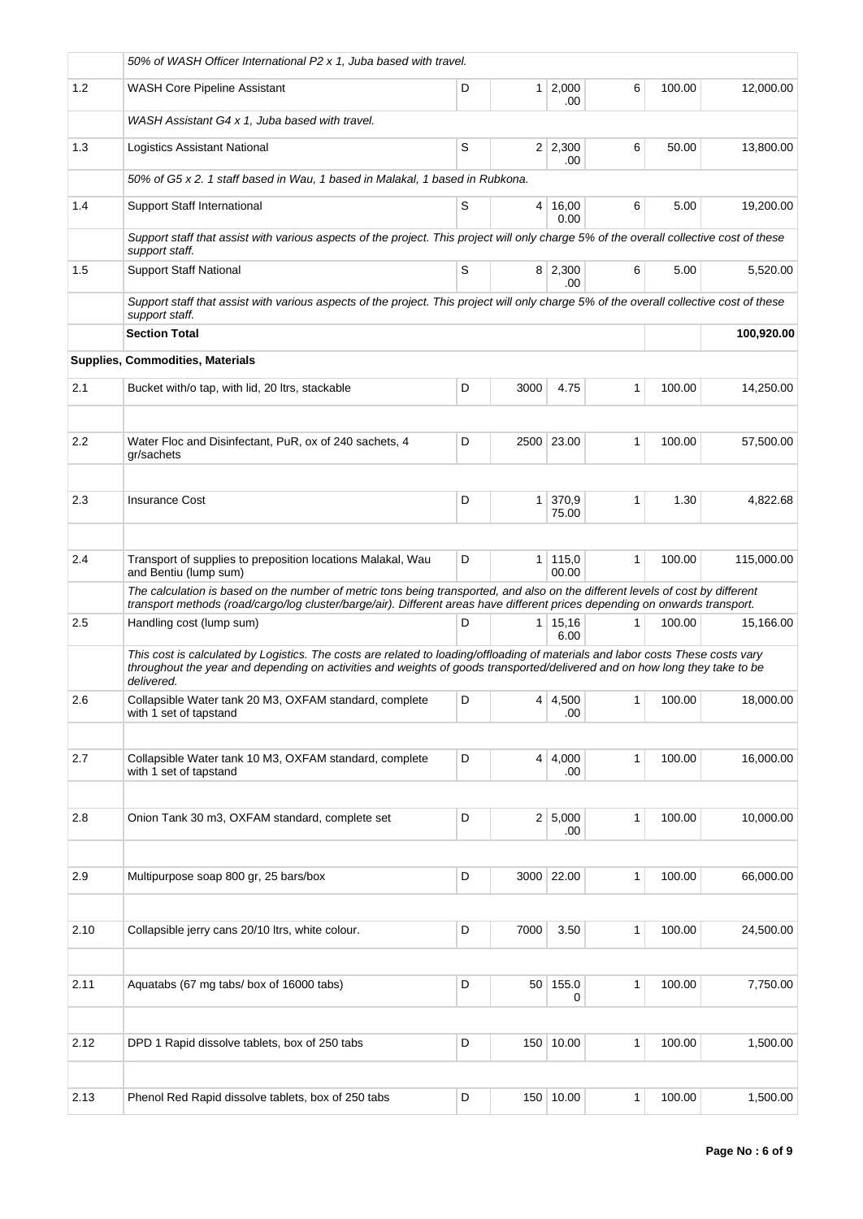| | 50% of WASH Officer International P2 x 1, Juba based with travel. | | | | | | |
|---|---|---|---|---|---|---|---|
| 1.2 | WASH Core Pipeline Assistant | D | 1 | 2,000.00 | 6 | 100.00 | 12,000.00 |
| | *WASH Assistant G4 x 1, Juba based with travel.* | | | | | | |
| 1.3 | Logistics Assistant National | S | 2 | 2,300.00 | 6 | 50.00 | 13,800.00 |
| | *50% of G5 x 2. 1 staff based in Wau, 1 based in Malakal, 1 based in Rubkona.* | | | | | | |
| 1.4 | Support Staff International | S | 4 | 16,000.00 | 6 | 5.00 | 19,200.00 |
| | *Support staff that assist with various aspects of the project. This project will only charge 5% of the overall collective cost of these support staff.* | | | | | | |
| 1.5 | Support Staff National | S | 8 | 2,300.00 | 6 | 5.00 | 5,520.00 |
| | *Support staff that assist with various aspects of the project. This project will only charge 5% of the overall collective cost of these support staff.* | | | | | | |
| | **Section Total** | | | | | | **100,920.00** |
| | **Supplies, Commodities, Materials** | | | | | | |
| 2.1 | Bucket with/o tap, with lid, 20 ltrs, stackable | D | 3000 | 4.75 | 1 | 100.00 | 14,250.00 |
| | | | | | | | |
| 2.2 | Water Floc and Disinfectant, PuR, ox of 240 sachets, 4 gr/sachets | D | 2500 | 23.00 | 1 | 100.00 | 57,500.00 |
| | | | | | | | |
| 2.3 | Insurance Cost | D | 1 | 370,975.00 | 1 | 1.30 | 4,822.68 |
| | | | | | | | |
| 2.4 | Transport of supplies to preposition locations Malakal, Wau and Bentiu (lump sum) | D | 1 | 115,000.00 | 1 | 100.00 | 115,000.00 |
| | *The calculation is based on the number of metric tons being transported, and also on the different levels of cost by different transport methods (road/cargo/log cluster/barge/air). Different areas have different prices depending on onwards transport.* | | | | | | |
| 2.5 | Handling cost (lump sum) | D | 1 | 15,166.00 | 1 | 100.00 | 15,166.00 |
| | *This cost is calculated by Logistics. The costs are related to loading/offloading of materials and labor costs These costs vary throughout the year and depending on activities and weights of goods transported/delivered and on how long they take to be delivered.* | | | | | | |
| 2.6 | Collapsible Water tank 20 M3, OXFAM standard, complete with 1 set of tapstand | D | 4 | 4,500.00 | 1 | 100.00 | 18,000.00 |
| | | | | | | | |
| 2.7 | Collapsible Water tank 10 M3, OXFAM standard, complete with 1 set of tapstand | D | 4 | 4,000.00 | 1 | 100.00 | 16,000.00 |
| | | | | | | | |
| 2.8 | Onion Tank 30 m3, OXFAM standard, complete set | D | 2 | 5,000.00 | 1 | 100.00 | 10,000.00 |
| | | | | | | | |
| 2.9 | Multipurpose soap 800 gr, 25 bars/box | D | 3000 | 22.00 | 1 | 100.00 | 66,000.00 |
| | | | | | | | |
| 2.10 | Collapsible jerry cans 20/10 ltrs, white colour. | D | 7000 | 3.50 | 1 | 100.00 | 24,500.00 |
| | | | | | | | |
| 2.11 | Aquatabs (67 mg tabs/ box of 16000 tabs) | D | 50 | 155.00 | 1 | 100.00 | 7,750.00 |
| | | | | | | | |
| 2.12 | DPD 1 Rapid dissolve tablets, box of 250 tabs | D | 150 | 10.00 | 1 | 100.00 | 1,500.00 |
| | | | | | | | |
| 2.13 | Phenol Red Rapid dissolve tablets, box of 250 tabs | D | 150 | 10.00 | 1 | 100.00 | 1,500.00 |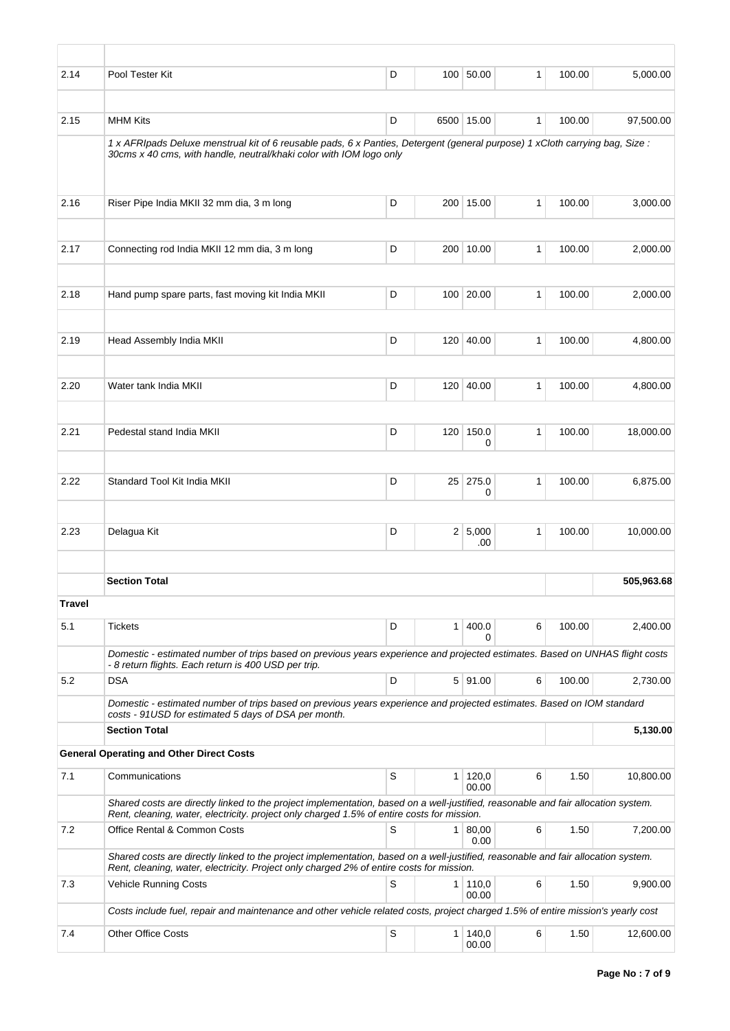| | | | | | | | |
|---|---|---|---|---|---|---|---|
| 2.14 | Pool Tester Kit | D | 100 | 50.00 | 1 | 100.00 | 5,000.00 |
| | | | | | | | |
| 2.15 | MHM Kits | D | 6500 | 15.00 | 1 | 100.00 | 97,500.00 |
| | *1 x AFRIpads Deluxe menstrual kit of 6 reusable pads, 6 x Panties, Detergent (general purpose) 1 xCloth carrying bag, Size : 30cms x 40 cms, with handle, neutral/khaki color with IOM logo only* | | | | | | |
| 2.16 | Riser Pipe India MKII 32 mm dia, 3 m long | D | 200 | 15.00 | 1 | 100.00 | 3,000.00 |
| | | | | | | | |
| 2.17 | Connecting rod India MKII 12 mm dia, 3 m long | D | 200 | 10.00 | 1 | 100.00 | 2,000.00 |
| | | | | | | | |
| 2.18 | Hand pump spare parts, fast moving kit India MKII | D | 100 | 20.00 | 1 | 100.00 | 2,000.00 |
| | | | | | | | |
| 2.19 | Head Assembly India MKII | D | 120 | 40.00 | 1 | 100.00 | 4,800.00 |
| | | | | | | | |
| 2.20 | Water tank India MKII | D | 120 | 40.00 | 1 | 100.00 | 4,800.00 |
| | | | | | | | |
| 2.21 | Pedestal stand India MKII | D | 120 | 150.00 | 1 | 100.00 | 18,000.00 |
| | | | | | | | |
| 2.22 | Standard Tool Kit India MKII | D | 25 | 275.00 | 1 | 100.00 | 6,875.00 |
| | | | | | | | |
| 2.23 | Delagua Kit | D | 2 | 5,000.00 | 1 | 100.00 | 10,000.00 |
| | | | | | | | |
| | **Section Total** | | | | | | **505,963.68** |
| **Travel** | | | | | | | |
| 5.1 | Tickets | D | 1 | 400.00 | 6 | 100.00 | 2,400.00 |
| | *Domestic - estimated number of trips based on previous years experience and projected estimates. Based on UNHAS flight costs - 8 return flights. Each return is 400 USD per trip.* | | | | | | |
| 5.2 | DSA | D | 5 | 91.00 | 6 | 100.00 | 2,730.00 |
| | *Domestic - estimated number of trips based on previous years experience and projected estimates. Based on IOM standard costs - 91USD for estimated 5 days of DSA per month.* | | | | | | |
| | **Section Total** | | | | | | **5,130.00** |
| | **General Operating and Other Direct Costs** | | | | | | |
| 7.1 | Communications | S | 1 | 120,000.00 | 6 | 1.50 | 10,800.00 |
| | *Shared costs are directly linked to the project implementation, based on a well-justified, reasonable and fair allocation system. Rent, cleaning, water, electricity. project only charged 1.5% of entire costs for mission.* | | | | | | |
| 7.2 | Office Rental & Common Costs | S | 1 | 80,000.00 | 6 | 1.50 | 7,200.00 |
| | *Shared costs are directly linked to the project implementation, based on a well-justified, reasonable and fair allocation system. Rent, cleaning, water, electricity. Project only charged 2% of entire costs for mission.* | | | | | | |
| 7.3 | Vehicle Running Costs | S | 1 | 110,000.00 | 6 | 1.50 | 9,900.00 |
| | *Costs include fuel, repair and maintenance and other vehicle related costs, project charged 1.5% of entire mission's yearly cost* | | | | | | |
| 7.4 | Other Office Costs | S | 1 | 140,000.00 | 6 | 1.50 | 12,600.00 |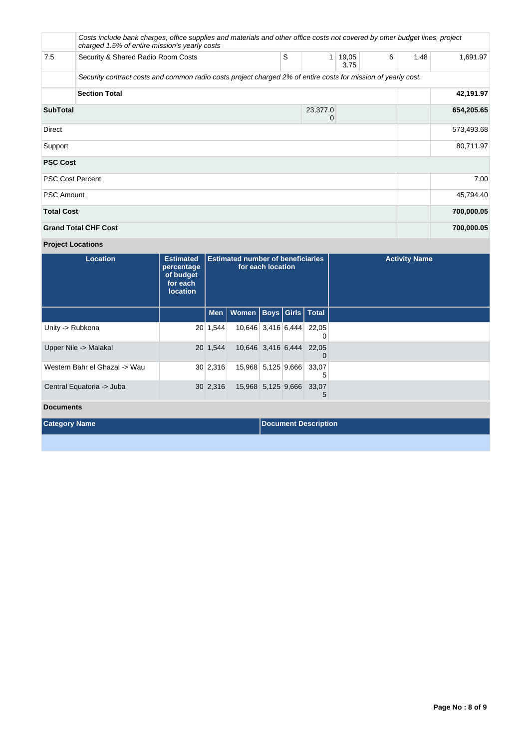| | | | | | | | |
|---|---|---|---|---|---|---|---|
| | *Costs include bank charges, office supplies and materials and other office costs not covered by other budget lines, project charged 1.5% of entire mission's yearly costs* | | | | | | |
| 7.5 | Security & Shared Radio Room Costs | S | 1 | 19,053.75 | 6 | 1.48 | 1,691.97 |
| | *Security contract costs and common radio costs project charged 2% of entire costs for mission of yearly cost.* | | | | | | |
| | **Section Total** | | | | | | **42,191.97** |
| **SubTotal** | | | 23,377.00 | | | | **654,205.65** |
| Direct | | | | | | | 573,493.68 |
| Support | | | | | | | 80,711.97 |
| **PSC Cost** | | | | | | | |
| PSC Cost Percent | | | | | | | 7.00 |
| PSC Amount | | | | | | | 45,794.40 |
| **Total Cost** | | | | | | | **700,000.05** |
| **Grand Total CHF Cost** | | | | | | | **700,000.05** |

**Project Locations**

| Location | Estimated percentage of budget for each location | Estimated number of beneficiaries for each location | | | | | Activity Name |
|---|---|---|---|---|---|---|---|
| | | Men | Women | Boys | Girls | Total | |
| Unity -> Rubkona | 20 | 1,544 | 10,646 | 3,416 | 6,444 | 22,050 | |
| Upper Nile -> Malakal | 20 | 1,544 | 10,646 | 3,416 | 6,444 | 22,050 | |
| Western Bahr el Ghazal -> Wau | 30 | 2,316 | 15,968 | 5,125 | 9,666 | 33,075 | |
| Central Equatoria -> Juba | 30 | 2,316 | 15,968 | 5,125 | 9,666 | 33,075 | |

**Documents**

| Category Name | Document Description |
|---|---|
| | |